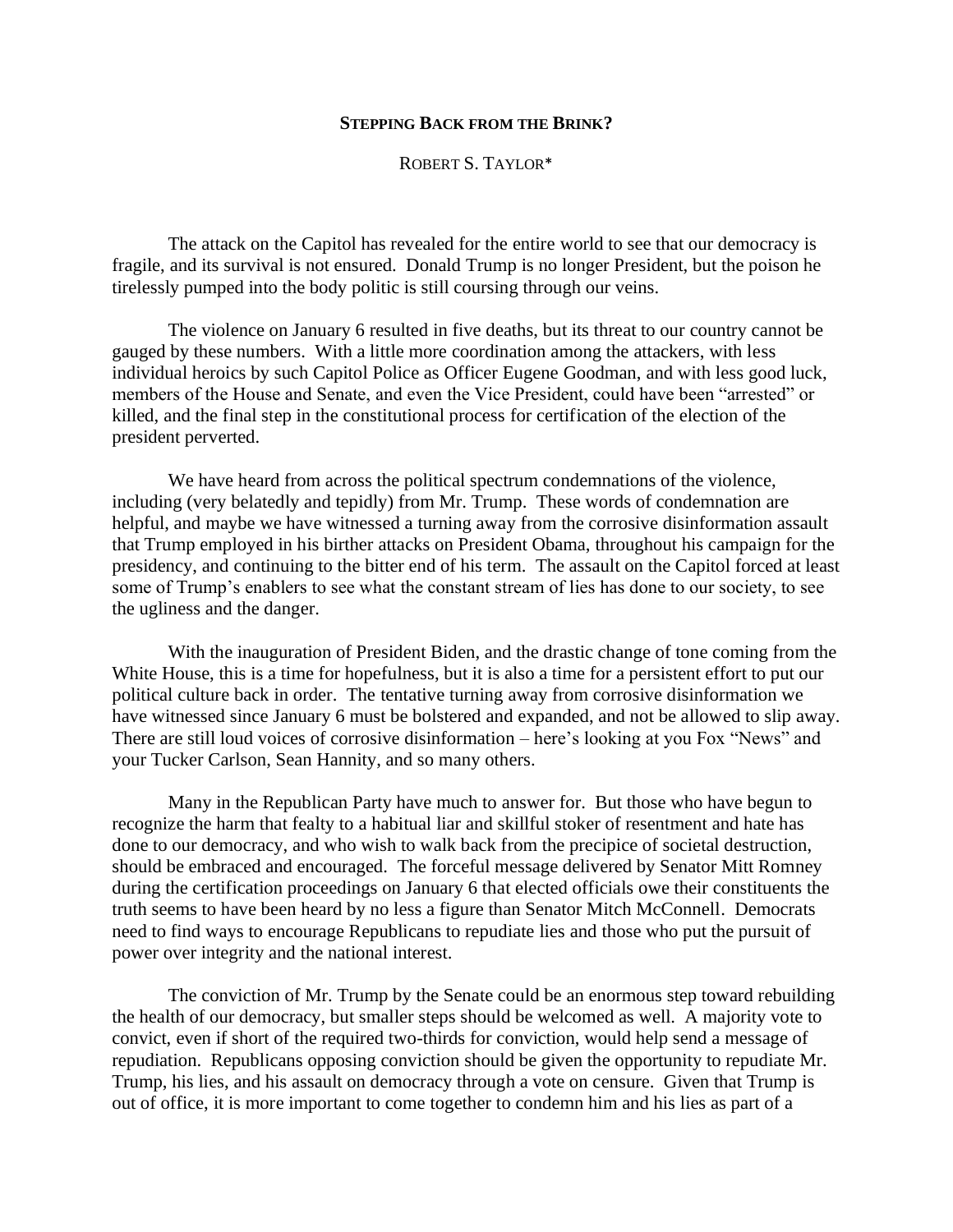# STEPPING BACK FROM THE BRINK?

ROBERT S. TAYLOR*

The attack on the Capitol has revealed for the entire world to see that our democracy is fragile, and its survival is not ensured. Donald Trump is no longer President, but the poison he tirelessly pumped into the body politic is still coursing through our veins.

The violence on January 6 resulted in five deaths, but its threat to our country cannot be gauged by these numbers. With a little more coordination among the attackers, with less individual heroics by such Capitol Police as Officer Eugene Goodman, and with less good luck, members of the House and Senate, and even the Vice President, could have been "arrested" or killed, and the final step in the constitutional process for certification of the election of the president perverted.

We have heard from across the political spectrum condemnations of the violence, including (very belatedly and tepidly) from Mr. Trump. These words of condemnation are helpful, and maybe we have witnessed a turning away from the corrosive disinformation assault that Trump employed in his birther attacks on President Obama, throughout his campaign for the presidency, and continuing to the bitter end of his term. The assault on the Capitol forced at least some of Trump's enablers to see what the constant stream of lies has done to our society, to see the ugliness and the danger.

With the inauguration of President Biden, and the drastic change of tone coming from the White House, this is a time for hopefulness, but it is also a time for a persistent effort to put our political culture back in order. The tentative turning away from corrosive disinformation we have witnessed since January 6 must be bolstered and expanded, and not be allowed to slip away. There are still loud voices of corrosive disinformation – here's looking at you Fox "News" and your Tucker Carlson, Sean Hannity, and so many others.

Many in the Republican Party have much to answer for. But those who have begun to recognize the harm that fealty to a habitual liar and skillful stoker of resentment and hate has done to our democracy, and who wish to walk back from the precipice of societal destruction, should be embraced and encouraged. The forceful message delivered by Senator Mitt Romney during the certification proceedings on January 6 that elected officials owe their constituents the truth seems to have been heard by no less a figure than Senator Mitch McConnell. Democrats need to find ways to encourage Republicans to repudiate lies and those who put the pursuit of power over integrity and the national interest.

The conviction of Mr. Trump by the Senate could be an enormous step toward rebuilding the health of our democracy, but smaller steps should be welcomed as well. A majority vote to convict, even if short of the required two-thirds for conviction, would help send a message of repudiation. Republicans opposing conviction should be given the opportunity to repudiate Mr. Trump, his lies, and his assault on democracy through a vote on censure. Given that Trump is out of office, it is more important to come together to condemn him and his lies as part of a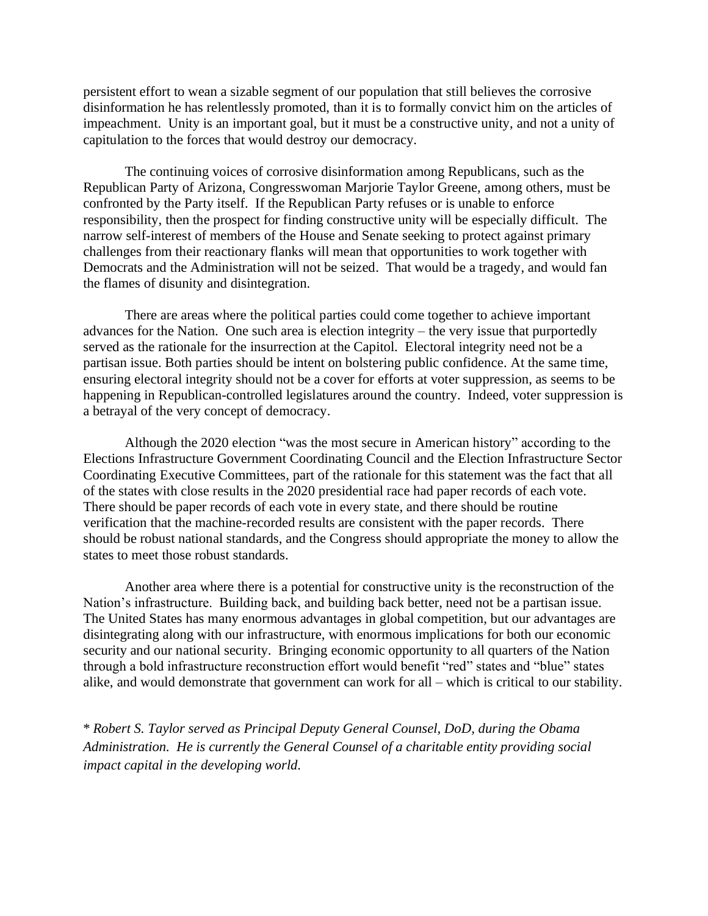persistent effort to wean a sizable segment of our population that still believes the corrosive disinformation he has relentlessly promoted, than it is to formally convict him on the articles of impeachment. Unity is an important goal, but it must be a constructive unity, and not a unity of capitulation to the forces that would destroy our democracy.

The continuing voices of corrosive disinformation among Republicans, such as the Republican Party of Arizona, Congresswoman Marjorie Taylor Greene, among others, must be confronted by the Party itself. If the Republican Party refuses or is unable to enforce responsibility, then the prospect for finding constructive unity will be especially difficult. The narrow self-interest of members of the House and Senate seeking to protect against primary challenges from their reactionary flanks will mean that opportunities to work together with Democrats and the Administration will not be seized. That would be a tragedy, and would fan the flames of disunity and disintegration.

There are areas where the political parties could come together to achieve important advances for the Nation. One such area is election integrity – the very issue that purportedly served as the rationale for the insurrection at the Capitol. Electoral integrity need not be a partisan issue. Both parties should be intent on bolstering public confidence. At the same time, ensuring electoral integrity should not be a cover for efforts at voter suppression, as seems to be happening in Republican-controlled legislatures around the country. Indeed, voter suppression is a betrayal of the very concept of democracy.

Although the 2020 election "was the most secure in American history" according to the Elections Infrastructure Government Coordinating Council and the Election Infrastructure Sector Coordinating Executive Committees, part of the rationale for this statement was the fact that all of the states with close results in the 2020 presidential race had paper records of each vote. There should be paper records of each vote in every state, and there should be routine verification that the machine-recorded results are consistent with the paper records. There should be robust national standards, and the Congress should appropriate the money to allow the states to meet those robust standards.

Another area where there is a potential for constructive unity is the reconstruction of the Nation's infrastructure. Building back, and building back better, need not be a partisan issue. The United States has many enormous advantages in global competition, but our advantages are disintegrating along with our infrastructure, with enormous implications for both our economic security and our national security. Bringing economic opportunity to all quarters of the Nation through a bold infrastructure reconstruction effort would benefit "red" states and "blue" states alike, and would demonstrate that government can work for all – which is critical to our stability.

\* *Robert S. Taylor served as Principal Deputy General Counsel, DoD, during the Obama Administration. He is currently the General Counsel of a charitable entity providing social impact capital in the developing world.*